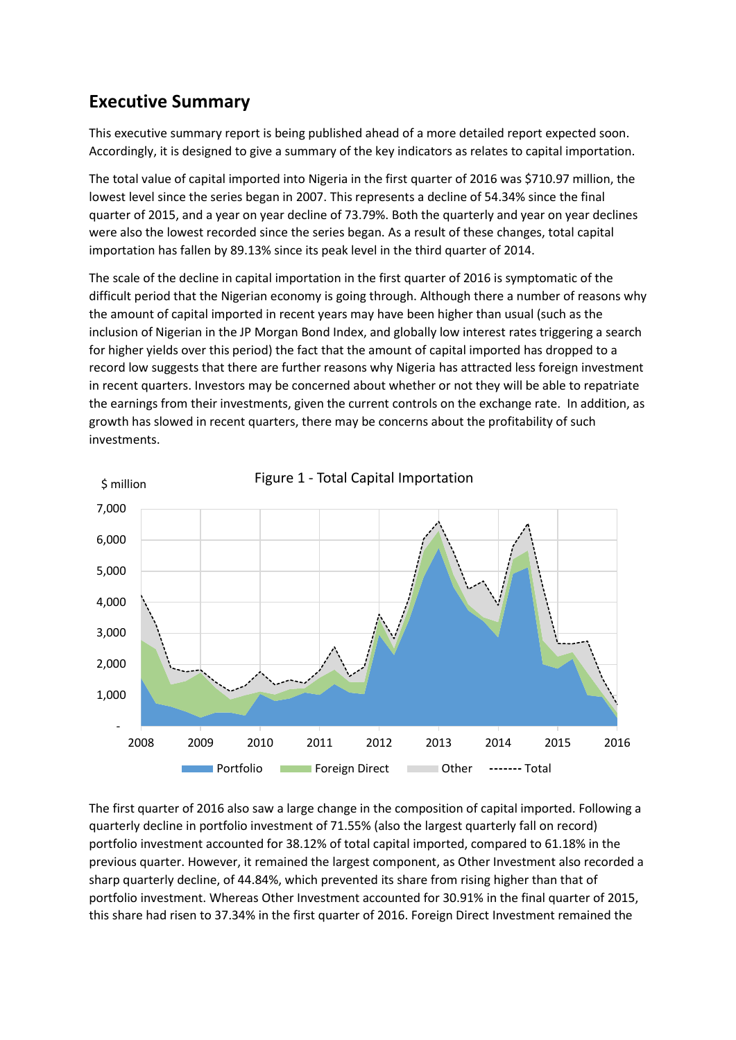## Executive Summary

This executive summary report is being published ahead of a more detailed report expected soon. Accordingly, it is designed to give a summary of the key indicators as relates to capital importation.

The total value of capital imported into Nigeria in the first quarter of 2016 was $710.97 million, the lowest level since the series began in 2007. This represents a decline of 54.34% since the final quarter of 2015, and a year on year decline of 73.79%. Both the quarterly and year on year declines were also the lowest recorded since the series began. As a result of these changes, total capital importation has fallen by 89.13% since its peak level in the third quarter of 2014.

The scale of the decline in capital importation in the first quarter of 2016 is symptomatic of the difficult period that the Nigerian economy is going through. Although there a number of reasons why the amount of capital imported in recent years may have been higher than usual (such as the inclusion of Nigerian in the JP Morgan Bond Index, and globally low interest rates triggering a search for higher yields over this period) the fact that the amount of capital imported has dropped to a record low suggests that there are further reasons why Nigeria has attracted less foreign investment in recent quarters. Investors may be concerned about whether or not they will be able to repatriate the earnings from their investments, given the current controls on the exchange rate. In addition, as growth has slowed in recent quarters, there may be concerns about the profitability of such investments.

Figure 1 - Total Capital Importation

The first quarter of 2016 also saw a large change in the composition of capital imported. Following a quarterly decline in portfolio investment of 71.55% (also the largest quarterly fall on record) portfolio investment accounted for 38.12% of total capital imported, compared to 61.18% in the previous quarter. However, it remained the largest component, as Other Investment also recorded a sharp quarterly decline, of 44.84%, which prevented its share from rising higher than that of portfolio investment. Whereas Other Investment accounted for 30.91% in the final quarter of 2015, this share had risen to 37.34% in the first quarter of 2016. Foreign Direct Investment remained the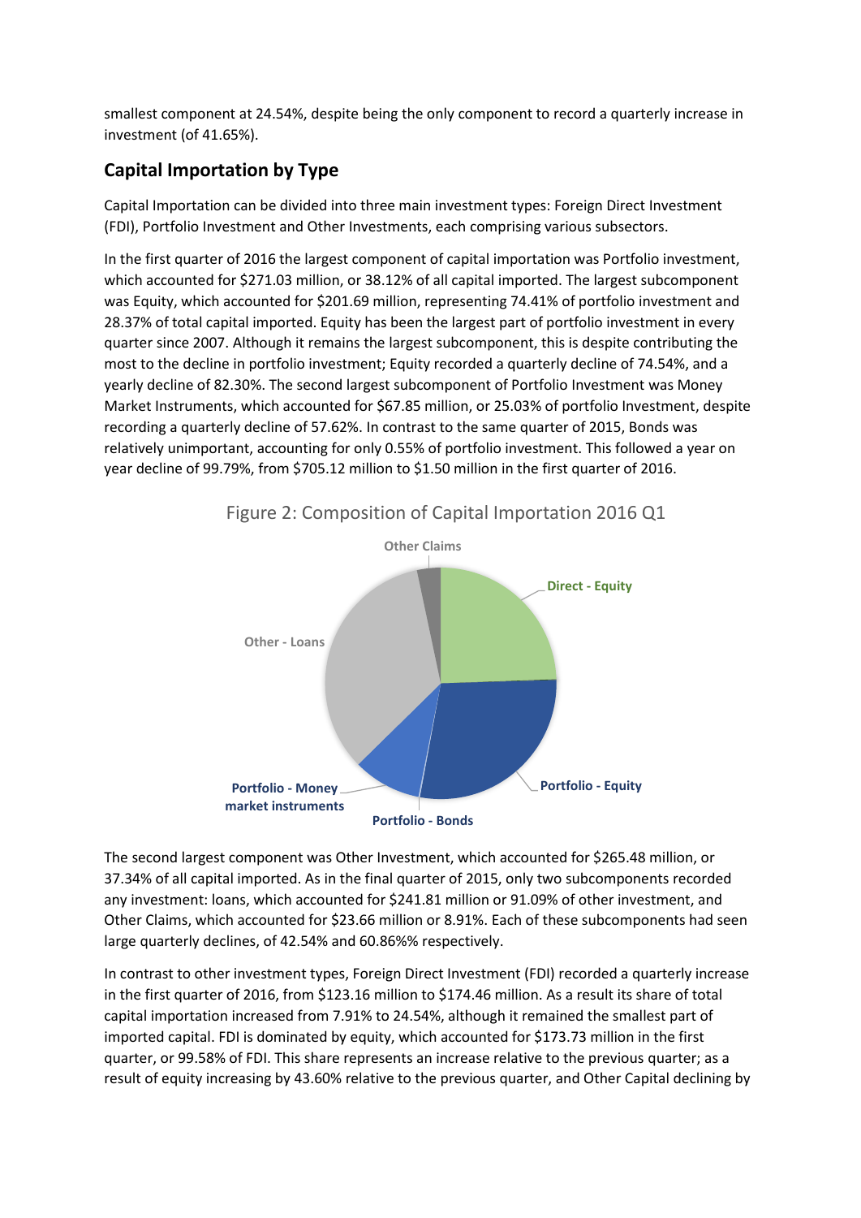smallest component at 24.54%, despite being the only component to record a quarterly increase in investment (of 41.65%).

## Capital Importation by Type

Capital Importation can be divided into three main investment types: Foreign Direct Investment (FDI), Portfolio Investment and Other Investments, each comprising various subsectors.

In the first quarter of 2016 the largest component of capital importation was Portfolio investment, which accounted for $271.03 million, or 38.12% of all capital imported. The largest subcomponent was Equity, which accounted for $201.69 million, representing 74.41% of portfolio investment and 28.37% of total capital imported. Equity has been the largest part of portfolio investment in every quarter since 2007. Although it remains the largest subcomponent, this is despite contributing the most to the decline in portfolio investment; Equity recorded a quarterly decline of 74.54%, and a yearly decline of 82.30%. The second largest subcomponent of Portfolio Investment was Money Market Instruments, which accounted for $67.85 million, or 25.03% of portfolio Investment, despite recording a quarterly decline of 57.62%. In contrast to the same quarter of 2015, Bonds was relatively unimportant, accounting for only 0.55% of portfolio investment. This followed a year on year decline of 99.79%, from $705.12 million to $1.50 million in the first quarter of 2016.

Figure 2: Composition of Capital Importation 2016 Q1

The second largest component was Other Investment, which accounted for $265.48 million, or 37.34% of all capital imported. As in the final quarter of 2015, only two subcomponents recorded any investment: loans, which accounted for $241.81 million or 91.09% of other investment, and Other Claims, which accounted for $23.66 million or 8.91%. Each of these subcomponents had seen large quarterly declines, of 42.54% and 60.86%% respectively.

In contrast to other investment types, Foreign Direct Investment (FDI) recorded a quarterly increase in the first quarter of 2016, from $123.16 million to $174.46 million. As a result its share of total capital importation increased from 7.91% to 24.54%, although it remained the smallest part of imported capital. FDI is dominated by equity, which accounted for $173.73 million in the first quarter, or 99.58% of FDI. This share represents an increase relative to the previous quarter; as a result of equity increasing by 43.60% relative to the previous quarter, and Other Capital declining by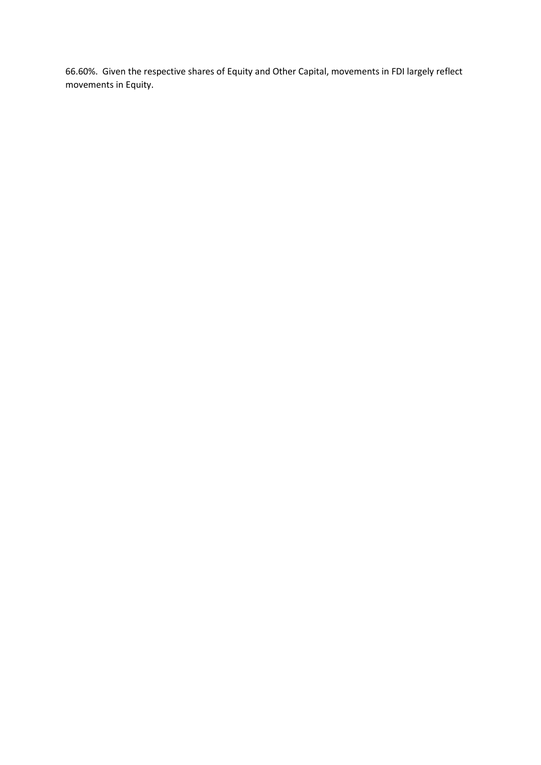66.60%. Given the respective shares of Equity and Other Capital, movements in FDI largely reflect movements in Equity.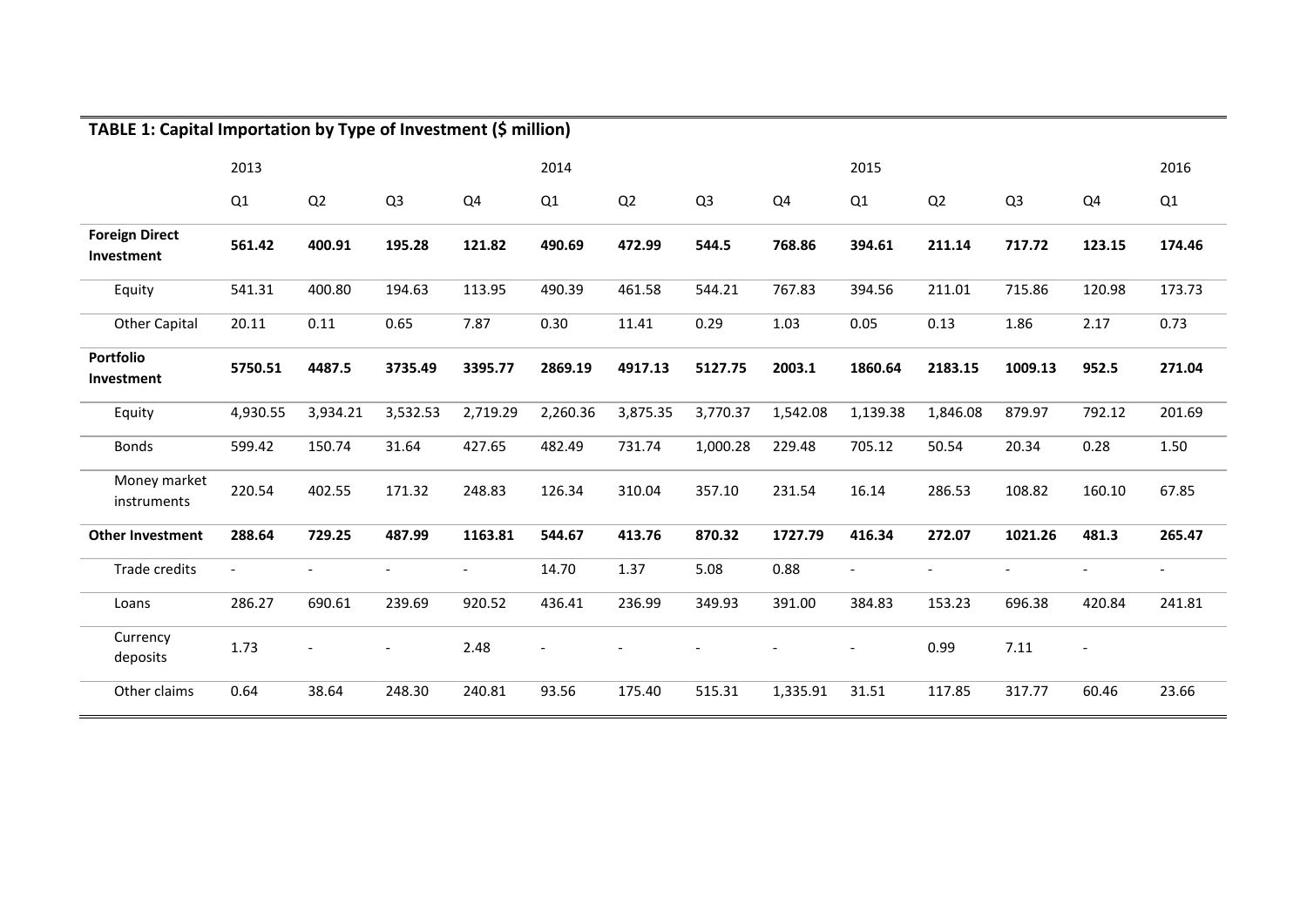**TABLE 1: Capital Importation by Type of Investment ($ million)**

| | 2013 | | | | 2014 | | | | 2015 | | | | 2016 |
|---|---|---|---|---|---|---|---|---|---|---|---|---|---|
| | Q1 | Q2 | Q3 | Q4 | Q1 | Q2 | Q3 | Q4 | Q1 | Q2 | Q3 | Q4 | Q1 |
| **Foreign Direct Investment** | **561.42** | **400.91** | **195.28** | **121.82** | **490.69** | **472.99** | **544.5** | **768.86** | **394.61** | **211.14** | **717.72** | **123.15** | **174.46** |
| Equity | 541.31 | 400.80 | 194.63 | 113.95 | 490.39 | 461.58 | 544.21 | 767.83 | 394.56 | 211.01 | 715.86 | 120.98 | 173.73 |
| Other Capital | 20.11 | 0.11 | 0.65 | 7.87 | 0.30 | 11.41 | 0.29 | 1.03 | 0.05 | 0.13 | 1.86 | 2.17 | 0.73 |
| **Portfolio Investment** | **5750.51** | **4487.5** | **3735.49** | **3395.77** | **2869.19** | **4917.13** | **5127.75** | **2003.1** | **1860.64** | **2183.15** | **1009.13** | **952.5** | **271.04** |
| Equity | 4,930.55 | 3,934.21 | 3,532.53 | 2,719.29 | 2,260.36 | 3,875.35 | 3,770.37 | 1,542.08 | 1,139.38 | 1,846.08 | 879.97 | 792.12 | 201.69 |
| Bonds | 599.42 | 150.74 | 31.64 | 427.65 | 482.49 | 731.74 | 1,000.28 | 229.48 | 705.12 | 50.54 | 20.34 | 0.28 | 1.50 |
| Money market instruments | 220.54 | 402.55 | 171.32 | 248.83 | 126.34 | 310.04 | 357.10 | 231.54 | 16.14 | 286.53 | 108.82 | 160.10 | 67.85 |
| **Other Investment** | **288.64** | **729.25** | **487.99** | **1163.81** | **544.67** | **413.76** | **870.32** | **1727.79** | **416.34** | **272.07** | **1021.26** | **481.3** | **265.47** |
| Trade credits | - | - | - | - | 14.70 | 1.37 | 5.08 | 0.88 | - | - | - | - | - |
| Loans | 286.27 | 690.61 | 239.69 | 920.52 | 436.41 | 236.99 | 349.93 | 391.00 | 384.83 | 153.23 | 696.38 | 420.84 | 241.81 |
| Currency deposits | 1.73 | - | - | 2.48 | - | - | - | - | - | 0.99 | 7.11 | - | |
| Other claims | 0.64 | 38.64 | 248.30 | 240.81 | 93.56 | 175.40 | 515.31 | 1,335.91 | 31.51 | 117.85 | 317.77 | 60.46 | 23.66 |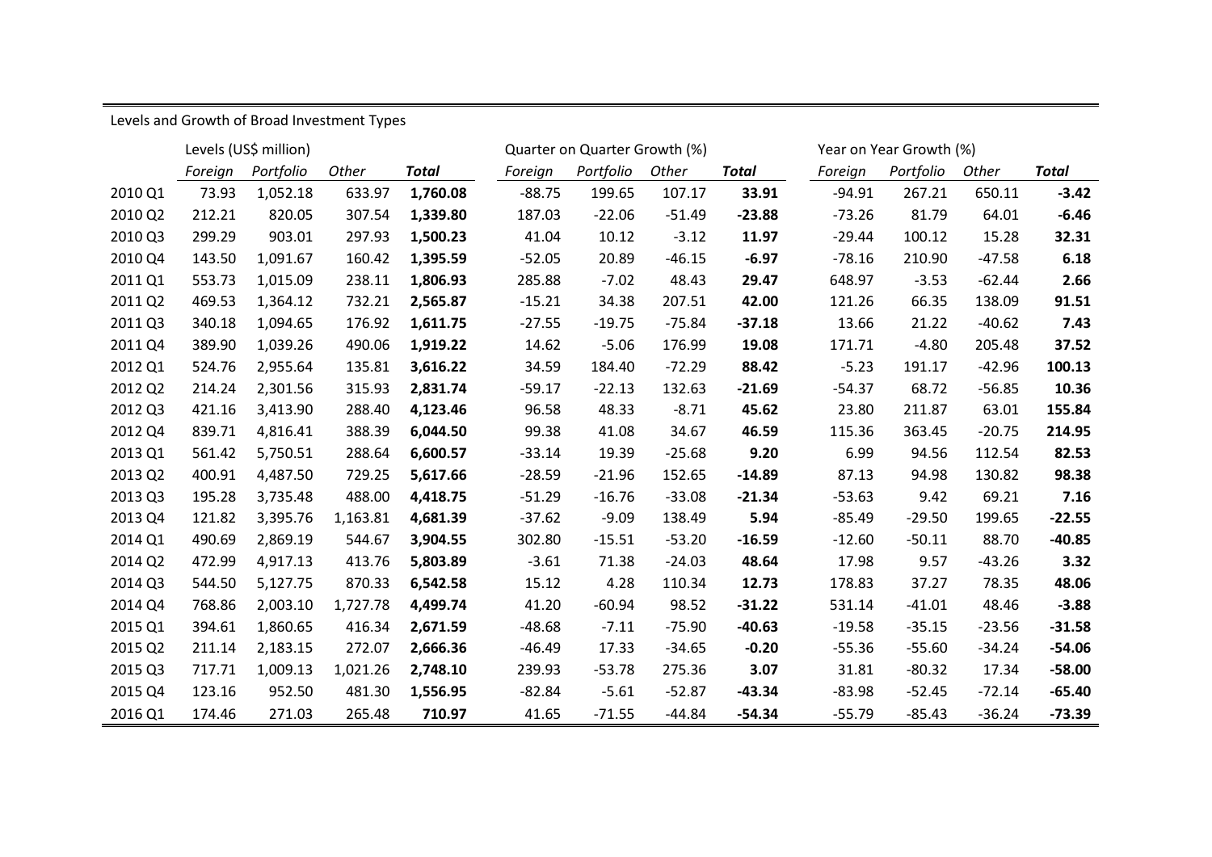Levels and Growth of Broad Investment Types

| | Levels (US$ million) | | | | Quarter on Quarter Growth (%) | | | | Year on Year Growth (%) | | | |
|---|---|---|---|---|---|---|---|---|---|---|---|---|
| | *Foreign* | *Portfolio* | *Other* | ***Total*** | *Foreign* | *Portfolio* | *Other* | ***Total*** | *Foreign* | *Portfolio* | *Other* | ***Total*** |
| 2010 Q1 | 73.93 | 1,052.18 | 633.97 | **1,760.08** | -88.75 | 199.65 | 107.17 | **33.91** | -94.91 | 267.21 | 650.11 | **-3.42** |
| 2010 Q2 | 212.21 | 820.05 | 307.54 | **1,339.80** | 187.03 | -22.06 | -51.49 | **-23.88** | -73.26 | 81.79 | 64.01 | **-6.46** |
| 2010 Q3 | 299.29 | 903.01 | 297.93 | **1,500.23** | 41.04 | 10.12 | -3.12 | **11.97** | -29.44 | 100.12 | 15.28 | **32.31** |
| 2010 Q4 | 143.50 | 1,091.67 | 160.42 | **1,395.59** | -52.05 | 20.89 | -46.15 | **-6.97** | -78.16 | 210.90 | -47.58 | **6.18** |
| 2011 Q1 | 553.73 | 1,015.09 | 238.11 | **1,806.93** | 285.88 | -7.02 | 48.43 | **29.47** | 648.97 | -3.53 | -62.44 | **2.66** |
| 2011 Q2 | 469.53 | 1,364.12 | 732.21 | **2,565.87** | -15.21 | 34.38 | 207.51 | **42.00** | 121.26 | 66.35 | 138.09 | **91.51** |
| 2011 Q3 | 340.18 | 1,094.65 | 176.92 | **1,611.75** | -27.55 | -19.75 | -75.84 | **-37.18** | 13.66 | 21.22 | -40.62 | **7.43** |
| 2011 Q4 | 389.90 | 1,039.26 | 490.06 | **1,919.22** | 14.62 | -5.06 | 176.99 | **19.08** | 171.71 | -4.80 | 205.48 | **37.52** |
| 2012 Q1 | 524.76 | 2,955.64 | 135.81 | **3,616.22** | 34.59 | 184.40 | -72.29 | **88.42** | -5.23 | 191.17 | -42.96 | **100.13** |
| 2012 Q2 | 214.24 | 2,301.56 | 315.93 | **2,831.74** | -59.17 | -22.13 | 132.63 | **-21.69** | -54.37 | 68.72 | -56.85 | **10.36** |
| 2012 Q3 | 421.16 | 3,413.90 | 288.40 | **4,123.46** | 96.58 | 48.33 | -8.71 | **45.62** | 23.80 | 211.87 | 63.01 | **155.84** |
| 2012 Q4 | 839.71 | 4,816.41 | 388.39 | **6,044.50** | 99.38 | 41.08 | 34.67 | **46.59** | 115.36 | 363.45 | -20.75 | **214.95** |
| 2013 Q1 | 561.42 | 5,750.51 | 288.64 | **6,600.57** | -33.14 | 19.39 | -25.68 | **9.20** | 6.99 | 94.56 | 112.54 | **82.53** |
| 2013 Q2 | 400.91 | 4,487.50 | 729.25 | **5,617.66** | -28.59 | -21.96 | 152.65 | **-14.89** | 87.13 | 94.98 | 130.82 | **98.38** |
| 2013 Q3 | 195.28 | 3,735.48 | 488.00 | **4,418.75** | -51.29 | -16.76 | -33.08 | **-21.34** | -53.63 | 9.42 | 69.21 | **7.16** |
| 2013 Q4 | 121.82 | 3,395.76 | 1,163.81 | **4,681.39** | -37.62 | -9.09 | 138.49 | **5.94** | -85.49 | -29.50 | 199.65 | **-22.55** |
| 2014 Q1 | 490.69 | 2,869.19 | 544.67 | **3,904.55** | 302.80 | -15.51 | -53.20 | **-16.59** | -12.60 | -50.11 | 88.70 | **-40.85** |
| 2014 Q2 | 472.99 | 4,917.13 | 413.76 | **5,803.89** | -3.61 | 71.38 | -24.03 | **48.64** | 17.98 | 9.57 | -43.26 | **3.32** |
| 2014 Q3 | 544.50 | 5,127.75 | 870.33 | **6,542.58** | 15.12 | 4.28 | 110.34 | **12.73** | 178.83 | 37.27 | 78.35 | **48.06** |
| 2014 Q4 | 768.86 | 2,003.10 | 1,727.78 | **4,499.74** | 41.20 | -60.94 | 98.52 | **-31.22** | 531.14 | -41.01 | 48.46 | **-3.88** |
| 2015 Q1 | 394.61 | 1,860.65 | 416.34 | **2,671.59** | -48.68 | -7.11 | -75.90 | **-40.63** | -19.58 | -35.15 | -23.56 | **-31.58** |
| 2015 Q2 | 211.14 | 2,183.15 | 272.07 | **2,666.36** | -46.49 | 17.33 | -34.65 | **-0.20** | -55.36 | -55.60 | -34.24 | **-54.06** |
| 2015 Q3 | 717.71 | 1,009.13 | 1,021.26 | **2,748.10** | 239.93 | -53.78 | 275.36 | **3.07** | 31.81 | -80.32 | 17.34 | **-58.00** |
| 2015 Q4 | 123.16 | 952.50 | 481.30 | **1,556.95** | -82.84 | -5.61 | -52.87 | **-43.34** | -83.98 | -52.45 | -72.14 | **-65.40** |
| 2016 Q1 | 174.46 | 271.03 | 265.48 | **710.97** | 41.65 | -71.55 | -44.84 | **-54.34** | -55.79 | -85.43 | -36.24 | **-73.39** |